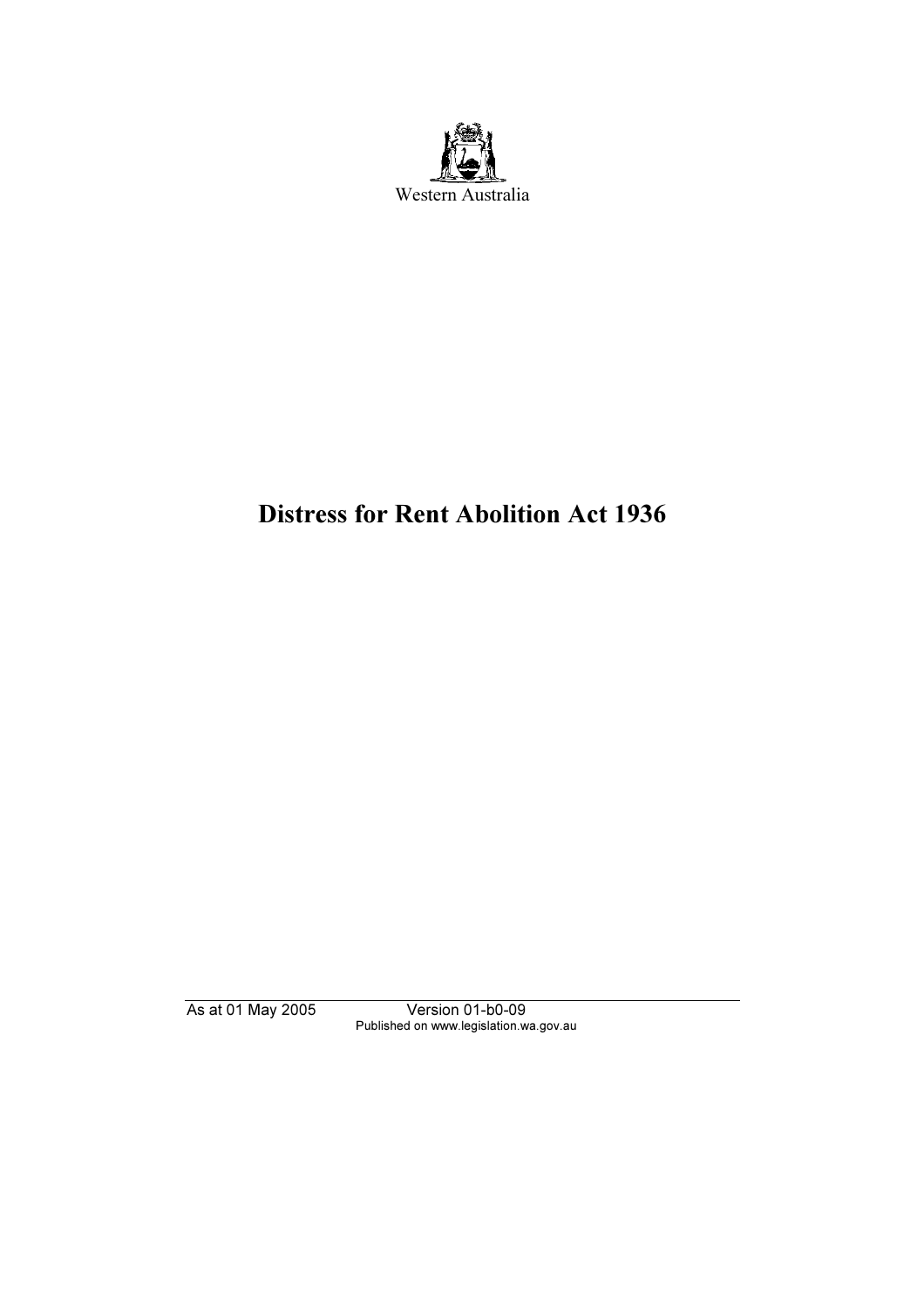Western Australia

# Distress for Rent Abolition Act 1936

As at 01 May 2005 Version 01-b0-09
Published on www.legislation.wa.gov.au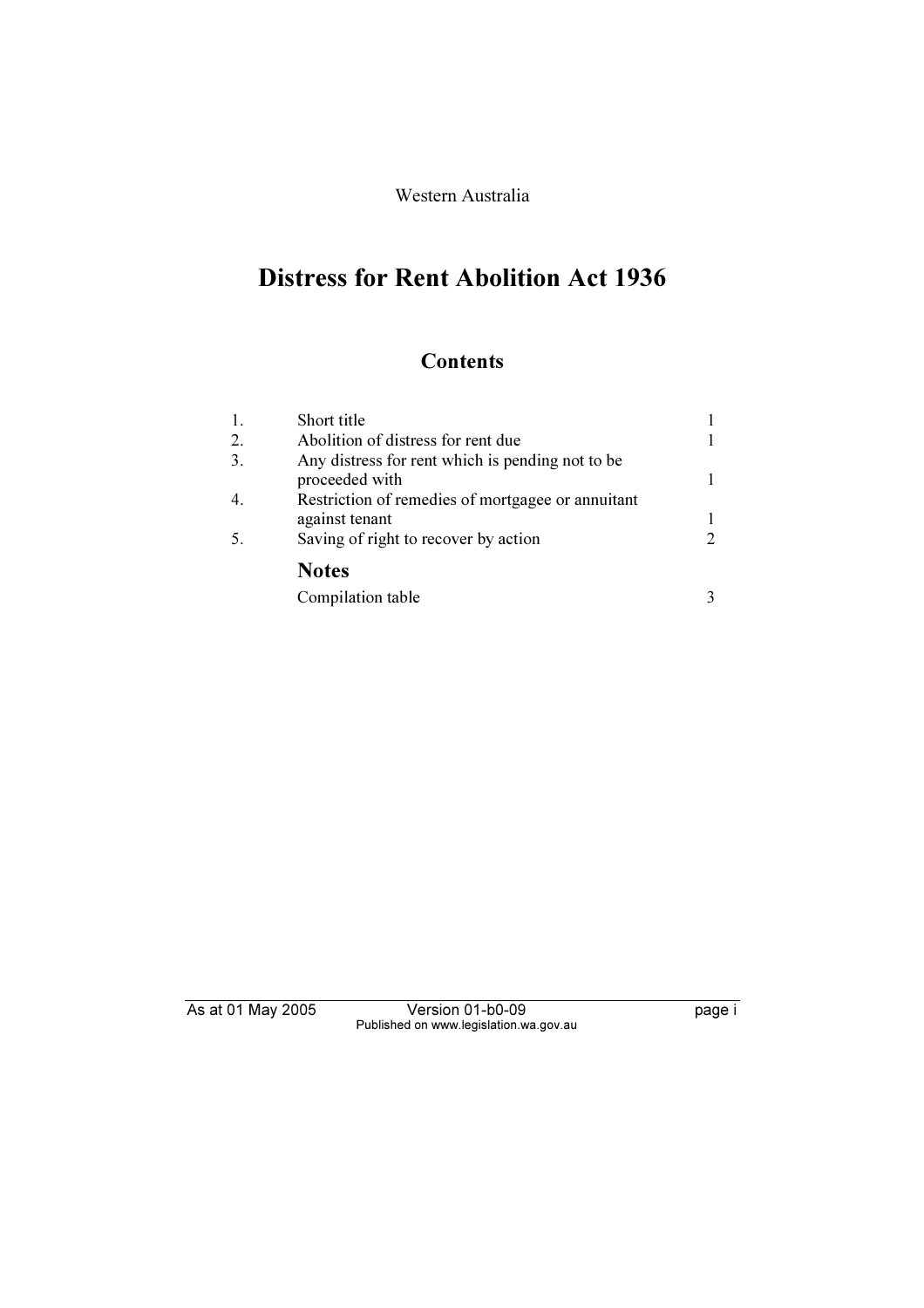Western Australia

# Distress for Rent Abolition Act 1936

## Contents

| | | |
|---|---|---|
| 1. | Short title | 1 |
| 2. | Abolition of distress for rent due | 1 |
| 3. | Any distress for rent which is pending not to be proceeded with | 1 |
| 4. | Restriction of remedies of mortgagee or annuitant against tenant | 1 |
| 5. | Saving of right to recover by action | 2 |
| | **Notes** | |
| | Compilation table | 3 |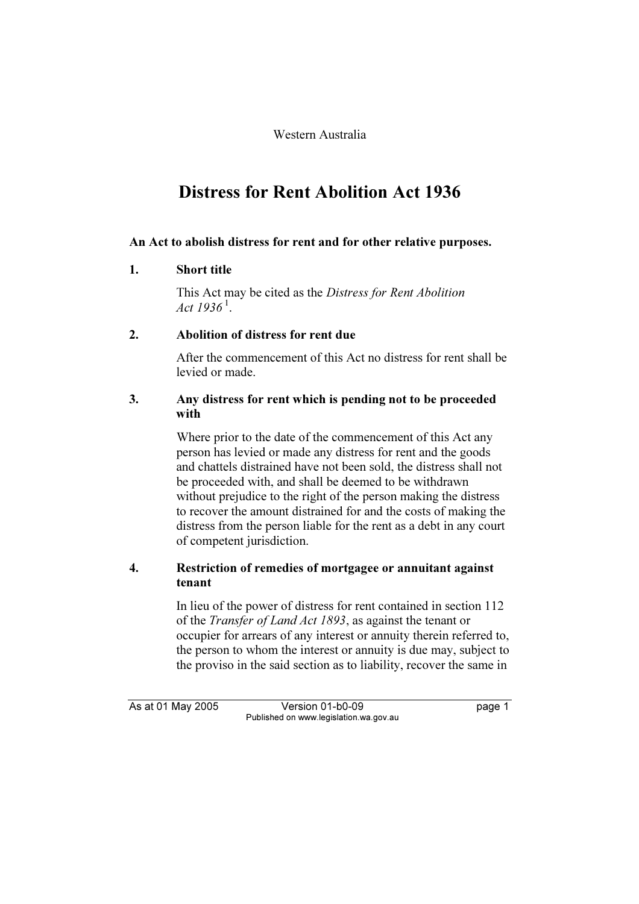Western Australia

# Distress for Rent Abolition Act 1936

**An Act to abolish distress for rent and for other relative purposes.**

### 1. Short title

This Act may be cited as the *Distress for Rent Abolition Act 1936* [1].

### 2. Abolition of distress for rent due

After the commencement of this Act no distress for rent shall be levied or made.

### 3. Any distress for rent which is pending not to be proceeded with

Where prior to the date of the commencement of this Act any person has levied or made any distress for rent and the goods and chattels distrained have not been sold, the distress shall not be proceeded with, and shall be deemed to be withdrawn without prejudice to the right of the person making the distress to recover the amount distrained for and the costs of making the distress from the person liable for the rent as a debt in any court of competent jurisdiction.

### 4. Restriction of remedies of mortgagee or annuitant against tenant

In lieu of the power of distress for rent contained in section 112 of the *Transfer of Land Act 1893*, as against the tenant or occupier for arrears of any interest or annuity therein referred to, the person to whom the interest or annuity is due may, subject to the proviso in the said section as to liability, recover the same in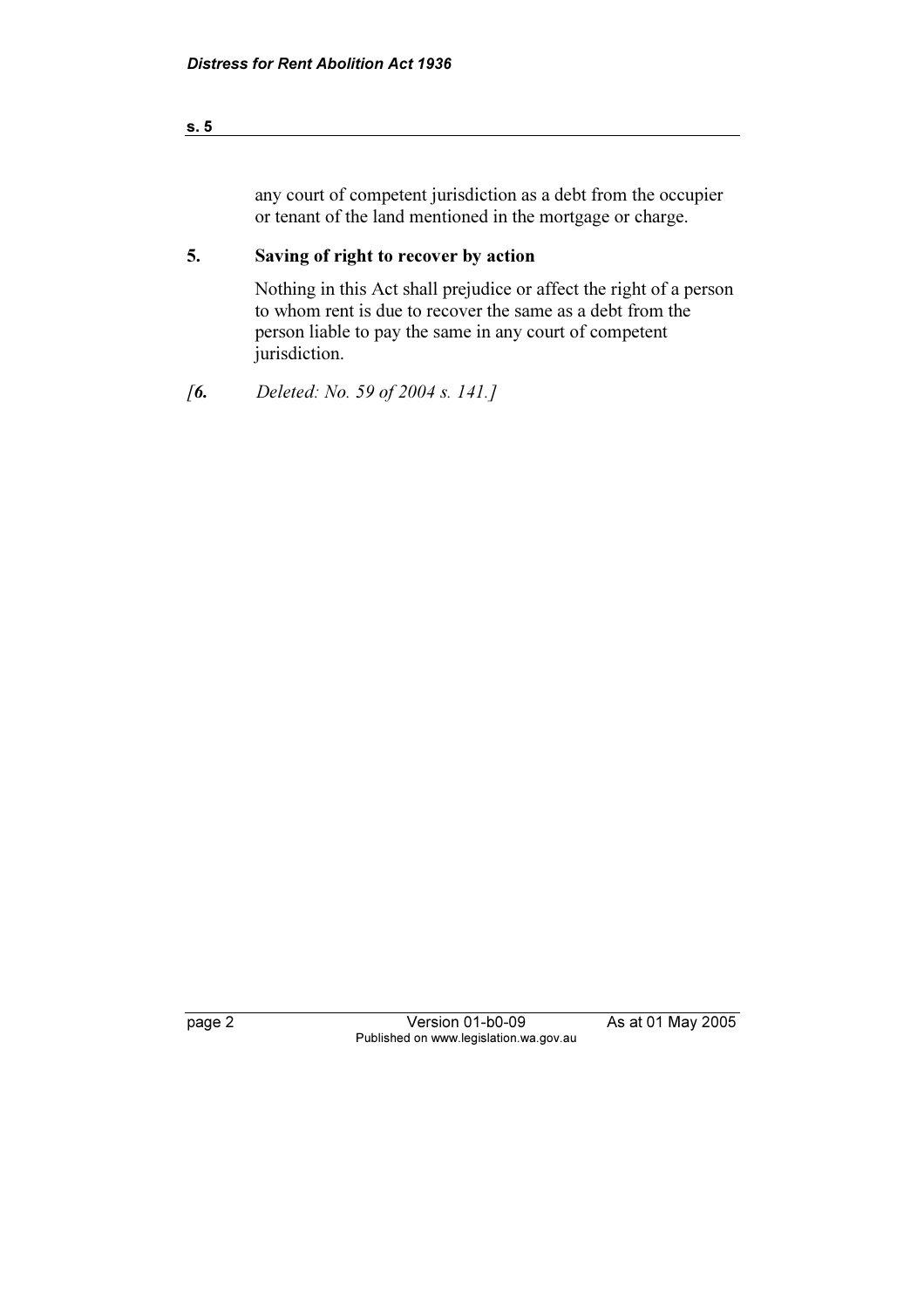any court of competent jurisdiction as a debt from the occupier or tenant of the land mentioned in the mortgage or charge.

## 5. Saving of right to recover by action

Nothing in this Act shall prejudice or affect the right of a person to whom rent is due to recover the same as a debt from the person liable to pay the same in any court of competent jurisdiction.

*[**6.** Deleted: No. 59 of 2004 s. 141.]*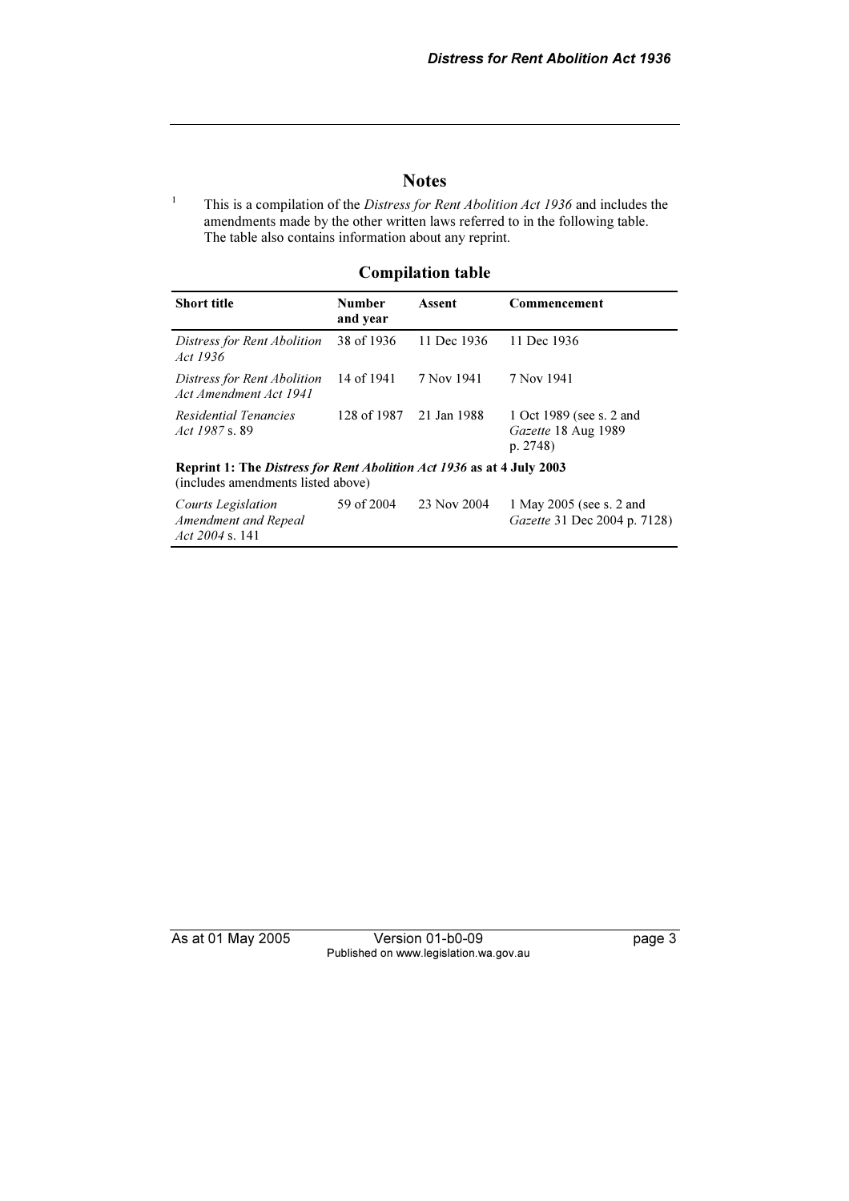## Notes

[1] This is a compilation of the *Distress for Rent Abolition Act 1936* and includes the amendments made by the other written laws referred to in the following table. The table also contains information about any reprint.

### Compilation table

| Short title | Number and year | Assent | Commencement |
|---|---|---|---|
| *Distress for Rent Abolition Act 1936* | 38 of 1936 | 11 Dec 1936 | 11 Dec 1936 |
| *Distress for Rent Abolition Act Amendment Act 1941* | 14 of 1941 | 7 Nov 1941 | 7 Nov 1941 |
| *Residential Tenancies Act 1987* s. 89 | 128 of 1987 | 21 Jan 1988 | 1 Oct 1989 (see s. 2 and *Gazette* 18 Aug 1989 p. 2748) |
| **Reprint 1: The *Distress for Rent Abolition Act 1936* as at 4 July 2003** (includes amendments listed above) | | | |
| *Courts Legislation Amendment and Repeal Act 2004* s. 141 | 59 of 2004 | 23 Nov 2004 | 1 May 2005 (see s. 2 and *Gazette* 31 Dec 2004 p. 7128) |